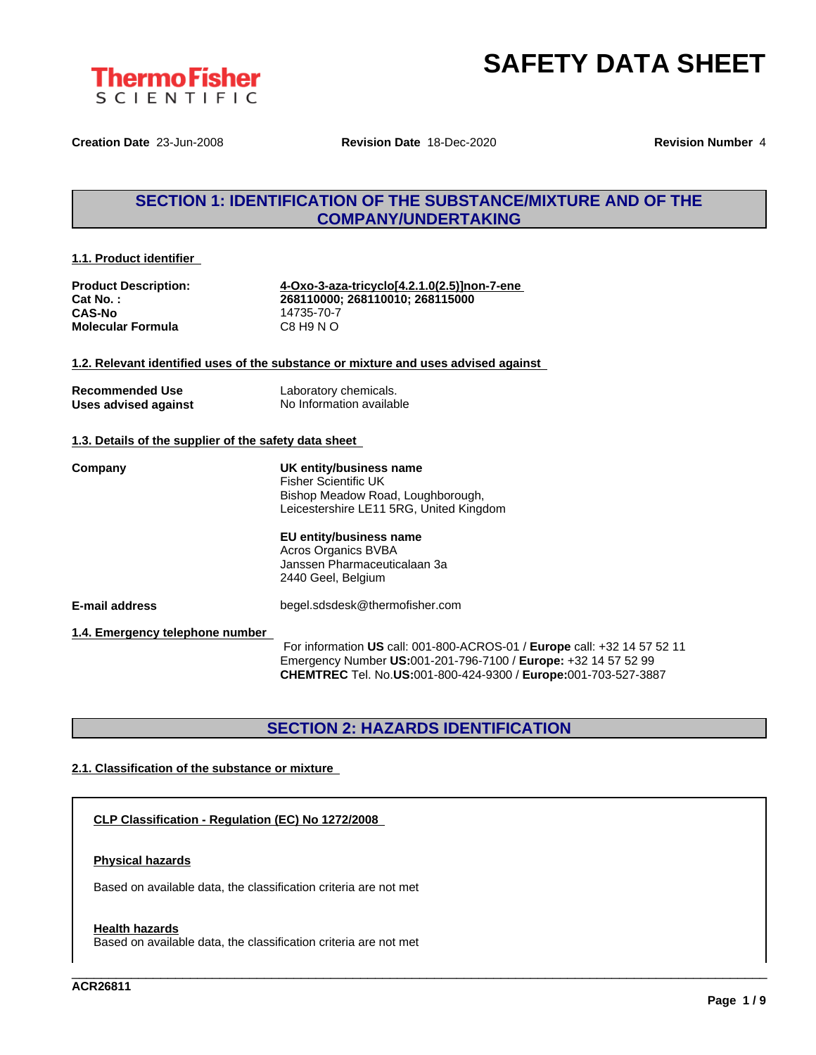ThermoFisher SCIENTIFIC

# SAFETY DATA SHEET

**Creation Date** 23-Jun-2008 **Revision Date** 18-Dec-2020 **Revision Number** 4

## SECTION 1: IDENTIFICATION OF THE SUBSTANCE/MIXTURE AND OF THE COMPANY/UNDERTAKING

### 1.1. Product identifier

| | |
|---|---|
| **Product Description:** | **4-Oxo-3-aza-tricyclo[4.2.1.0(2.5)]non-7-ene** |
| **Cat No. :** | **268110000; 268110010; 268115000** |
| **CAS-No** | 14735-70-7 |
| **Molecular Formula** | C8 H9 N O |

### 1.2. Relevant identified uses of the substance or mixture and uses advised against

| | |
|---|---|
| **Recommended Use** | Laboratory chemicals. |
| **Uses advised against** | No Information available |

### 1.3. Details of the supplier of the safety data sheet

**Company**

**UK entity/business name**
Fisher Scientific UK
Bishop Meadow Road, Loughborough,
Leicestershire LE11 5RG, United Kingdom

**EU entity/business name**
Acros Organics BVBA
Janssen Pharmaceuticalaan 3a
2440 Geel, Belgium

**E-mail address** begel.sdsdesk@thermofisher.com

### 1.4. Emergency telephone number

For information **US** call: 001-800-ACROS-01 / **Europe** call: +32 14 57 52 11
Emergency Number **US:**001-201-796-7100 / **Europe:** +32 14 57 52 99
**CHEMTREC** Tel. No.**US:**001-800-424-9300 / **Europe:**001-703-527-3887

## SECTION 2: HAZARDS IDENTIFICATION

### 2.1. Classification of the substance or mixture

**CLP Classification - Regulation (EC) No 1272/2008**

**Physical hazards**

Based on available data, the classification criteria are not met

**Health hazards**

Based on available data, the classification criteria are not met

ACR26811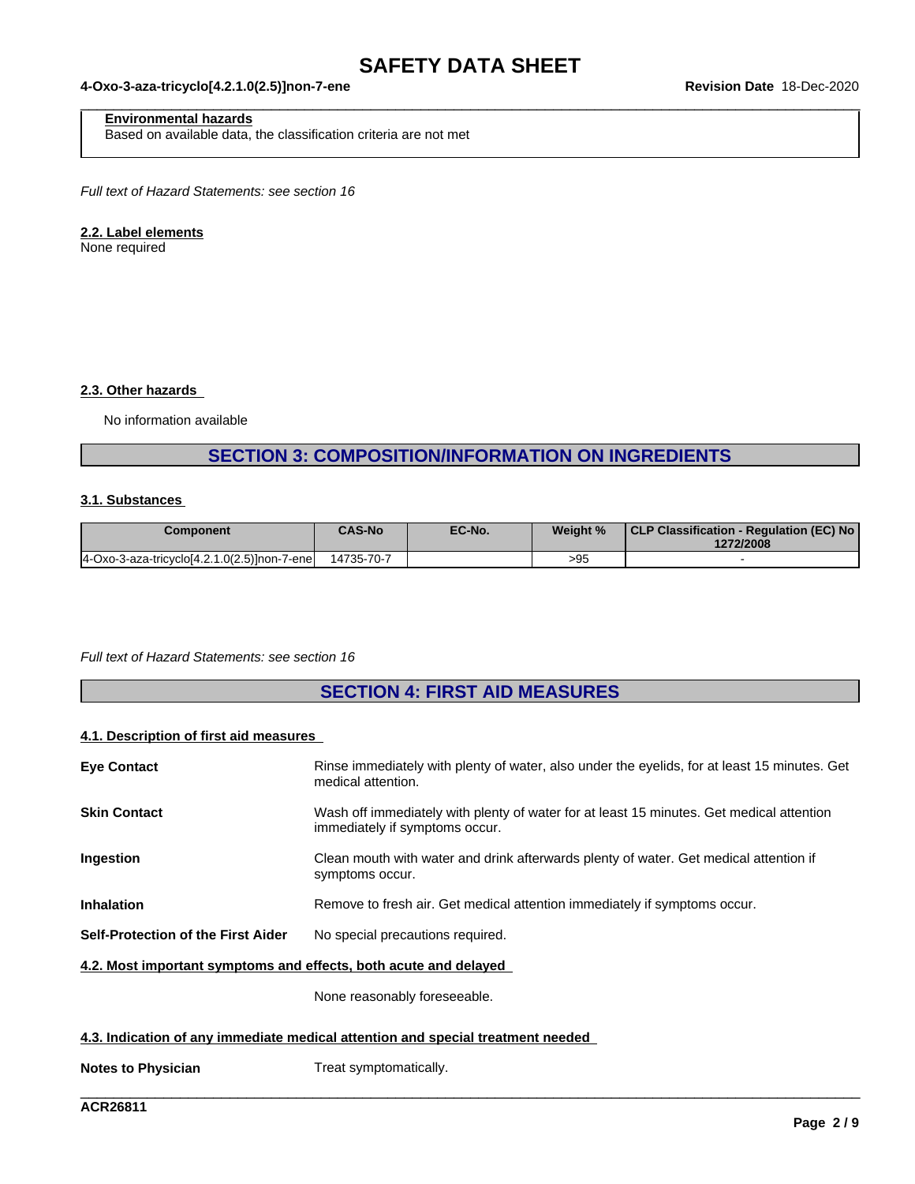**Environmental hazards**
Based on available data, the classification criteria are not met

*Full text of Hazard Statements: see section 16*

### 2.2. Label elements

None required

### 2.3. Other hazards

No information available

## SECTION 3: COMPOSITION/INFORMATION ON INGREDIENTS

### 3.1. Substances

| Component | CAS-No | EC-No. | Weight % | CLP Classification - Regulation (EC) No 1272/2008 |
|---|---|---|---|---|
| 4-Oxo-3-aza-tricyclo[4.2.1.0(2.5)]non-7-ene | 14735-70-7 | | >95 | - |

*Full text of Hazard Statements: see section 16*

## SECTION 4: FIRST AID MEASURES

### 4.1. Description of first aid measures

**Eye Contact**
Rinse immediately with plenty of water, also under the eyelids, for at least 15 minutes. Get medical attention.

**Skin Contact**
Wash off immediately with plenty of water for at least 15 minutes. Get medical attention immediately if symptoms occur.

**Ingestion**
Clean mouth with water and drink afterwards plenty of water. Get medical attention if symptoms occur.

**Inhalation**
Remove to fresh air. Get medical attention immediately if symptoms occur.

**Self-Protection of the First Aider**
No special precautions required.

### 4.2. Most important symptoms and effects, both acute and delayed

None reasonably foreseeable.

### 4.3. Indication of any immediate medical attention and special treatment needed

**Notes to Physician**
Treat symptomatically.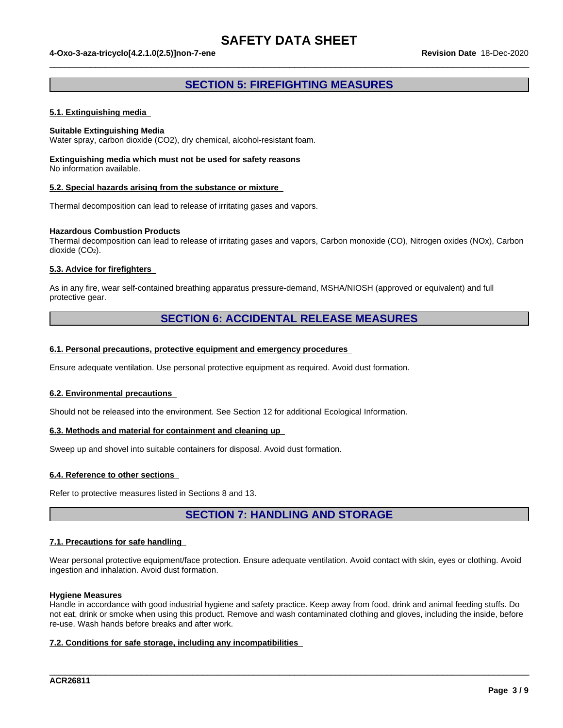## SECTION 5: FIREFIGHTING MEASURES

### 5.1. Extinguishing media

**Suitable Extinguishing Media**
Water spray, carbon dioxide (CO2), dry chemical, alcohol-resistant foam.

**Extinguishing media which must not be used for safety reasons**
No information available.

### 5.2. Special hazards arising from the substance or mixture

Thermal decomposition can lead to release of irritating gases and vapors.

**Hazardous Combustion Products**
Thermal decomposition can lead to release of irritating gases and vapors, Carbon monoxide (CO), Nitrogen oxides (NOx), Carbon dioxide ($CO_2$).

### 5.3. Advice for firefighters

As in any fire, wear self-contained breathing apparatus pressure-demand, MSHA/NIOSH (approved or equivalent) and full protective gear.

## SECTION 6: ACCIDENTAL RELEASE MEASURES

### 6.1. Personal precautions, protective equipment and emergency procedures

Ensure adequate ventilation. Use personal protective equipment as required. Avoid dust formation.

### 6.2. Environmental precautions

Should not be released into the environment. See Section 12 for additional Ecological Information.

### 6.3. Methods and material for containment and cleaning up

Sweep up and shovel into suitable containers for disposal. Avoid dust formation.

### 6.4. Reference to other sections

Refer to protective measures listed in Sections 8 and 13.

## SECTION 7: HANDLING AND STORAGE

### 7.1. Precautions for safe handling

Wear personal protective equipment/face protection. Ensure adequate ventilation. Avoid contact with skin, eyes or clothing. Avoid ingestion and inhalation. Avoid dust formation.

**Hygiene Measures**
Handle in accordance with good industrial hygiene and safety practice. Keep away from food, drink and animal feeding stuffs. Do not eat, drink or smoke when using this product. Remove and wash contaminated clothing and gloves, including the inside, before re-use. Wash hands before breaks and after work.

### 7.2. Conditions for safe storage, including any incompatibilities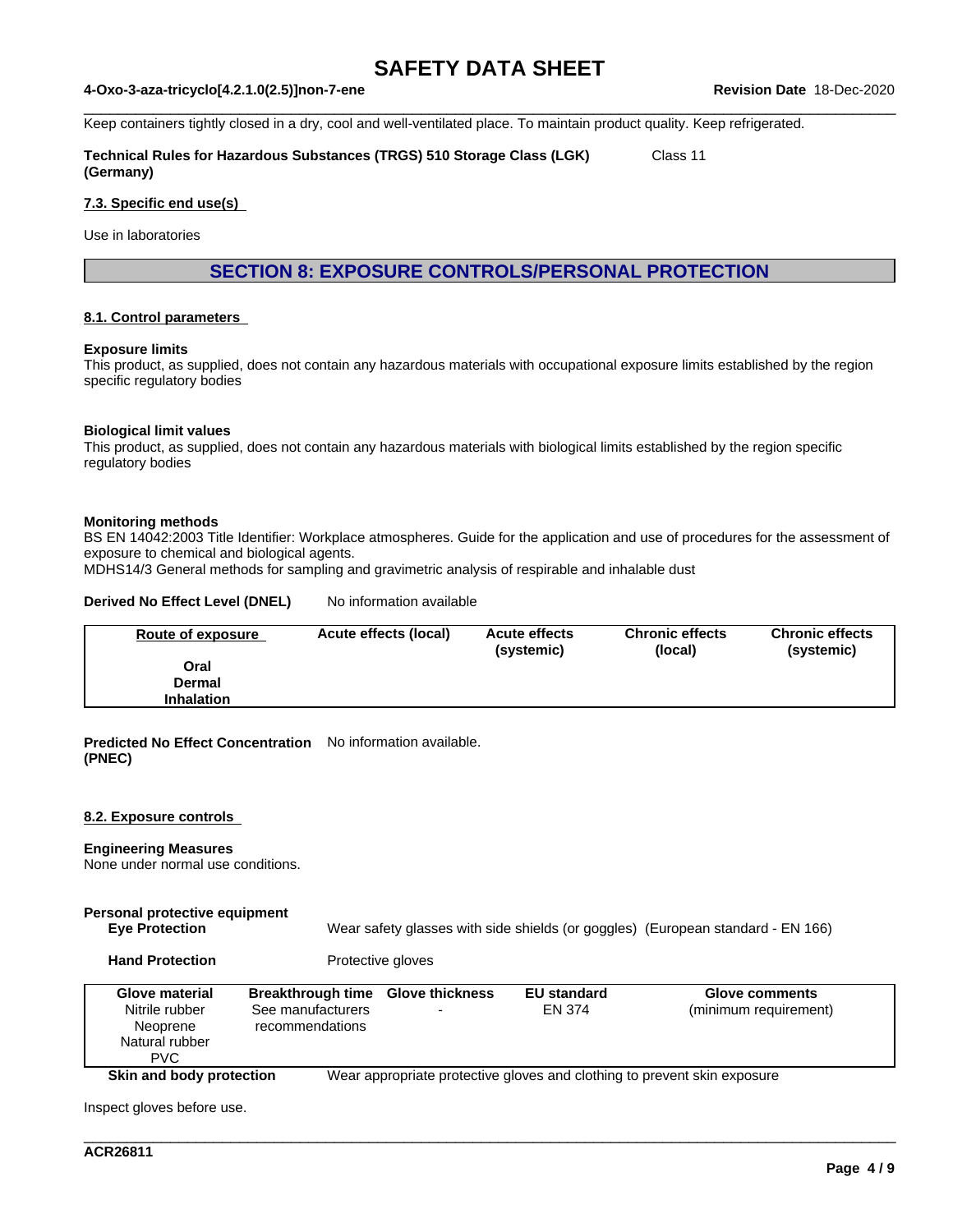Keep containers tightly closed in a dry, cool and well-ventilated place. To maintain product quality. Keep refrigerated.

**Technical Rules for Hazardous Substances (TRGS) 510 Storage Class (LGK) (Germany)** Class 11

### 7.3. Specific end use(s)

Use in laboratories

## SECTION 8: EXPOSURE CONTROLS/PERSONAL PROTECTION

### 8.1. Control parameters

**Exposure limits**
This product, as supplied, does not contain any hazardous materials with occupational exposure limits established by the region specific regulatory bodies

**Biological limit values**
This product, as supplied, does not contain any hazardous materials with biological limits established by the region specific regulatory bodies

**Monitoring methods**
BS EN 14042:2003 Title Identifier: Workplace atmospheres. Guide for the application and use of procedures for the assessment of exposure to chemical and biological agents.
MDHS14/3 General methods for sampling and gravimetric analysis of respirable and inhalable dust

**Derived No Effect Level (DNEL)** No information available

| Route of exposure | Acute effects (local) | Acute effects (systemic) | Chronic effects (local) | Chronic effects (systemic) |
|---|---|---|---|---|
| **Oral** | | | | |
| **Dermal** | | | | |
| **Inhalation** | | | | |

**Predicted No Effect Concentration (PNEC)** No information available.

### 8.2. Exposure controls

**Engineering Measures**
None under normal use conditions.

**Personal protective equipment**

**Eye Protection** Wear safety glasses with side shields (or goggles) (European standard - EN 166)

**Hand Protection** Protective gloves

| Glove material | Breakthrough time | Glove thickness | EU standard | Glove comments |
|---|---|---|---|---|
| Nitrile rubber<br>Neoprene<br>Natural rubber<br>PVC | See manufacturers recommendations | - | EN 374 | (minimum requirement) |

**Skin and body protection** Wear appropriate protective gloves and clothing to prevent skin exposure

Inspect gloves before use.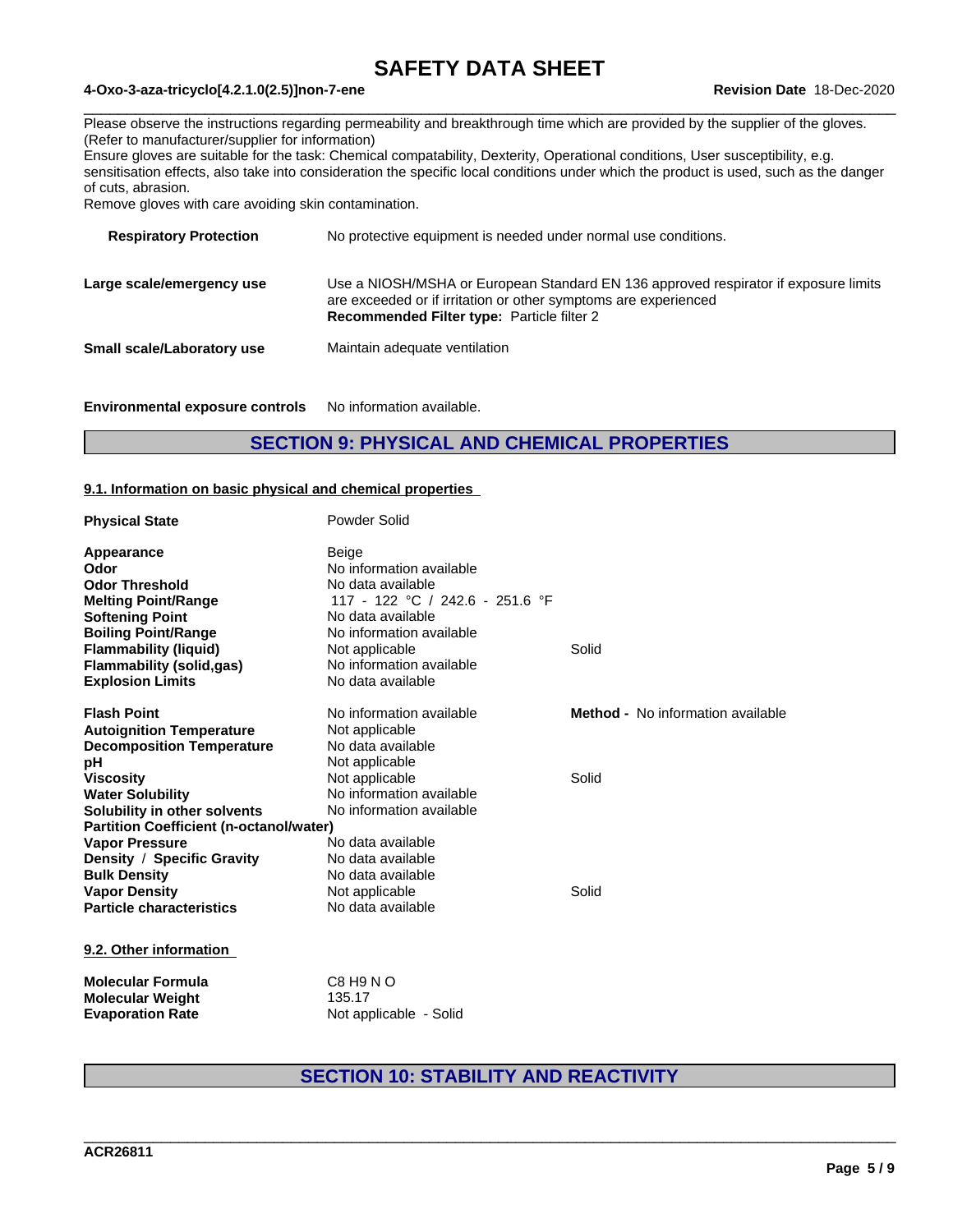Please observe the instructions regarding permeability and breakthrough time which are provided by the supplier of the gloves. (Refer to manufacturer/supplier for information)
Ensure gloves are suitable for the task: Chemical compatability, Dexterity, Operational conditions, User susceptibility, e.g. sensitisation effects, also take into consideration the specific local conditions under which the product is used, such as the danger of cuts, abrasion.
Remove gloves with care avoiding skin contamination.

| | |
|---|---|
| **Respiratory Protection** | No protective equipment is needed under normal use conditions. |
| **Large scale/emergency use** | Use a NIOSH/MSHA or European Standard EN 136 approved respirator if exposure limits are exceeded or if irritation or other symptoms are experienced **Recommended Filter type:** Particle filter 2 |
| **Small scale/Laboratory use** | Maintain adequate ventilation |

**Environmental exposure controls** No information available.

## SECTION 9: PHYSICAL AND CHEMICAL PROPERTIES

### 9.1. Information on basic physical and chemical properties

| | | |
|---|---|---|
| **Physical State** | Powder Solid | |
| **Appearance** | Beige | |
| **Odor** | No information available | |
| **Odor Threshold** | No data available | |
| **Melting Point/Range** | 117 - 122 °C / 242.6 - 251.6 °F | |
| **Softening Point** | No data available | |
| **Boiling Point/Range** | No information available | |
| **Flammability (liquid)** | Not applicable | Solid |
| **Flammability (solid,gas)** | No information available | |
| **Explosion Limits** | No data available | |
| **Flash Point** | No information available | **Method -** No information available |
| **Autoignition Temperature** | Not applicable | |
| **Decomposition Temperature** | No data available | |
| **pH** | Not applicable | |
| **Viscosity** | Not applicable | Solid |
| **Water Solubility** | No information available | |
| **Solubility in other solvents** | No information available | |
| **Partition Coefficient (n-octanol/water)** | | |
| **Vapor Pressure** | No data available | |
| **Density / Specific Gravity** | No data available | |
| **Bulk Density** | No data available | |
| **Vapor Density** | Not applicable | Solid |
| **Particle characteristics** | No data available | |

### 9.2. Other information

| | |
|---|---|
| **Molecular Formula** | C8 H9 N O |
| **Molecular Weight** | 135.17 |
| **Evaporation Rate** | Not applicable - Solid |

## SECTION 10: STABILITY AND REACTIVITY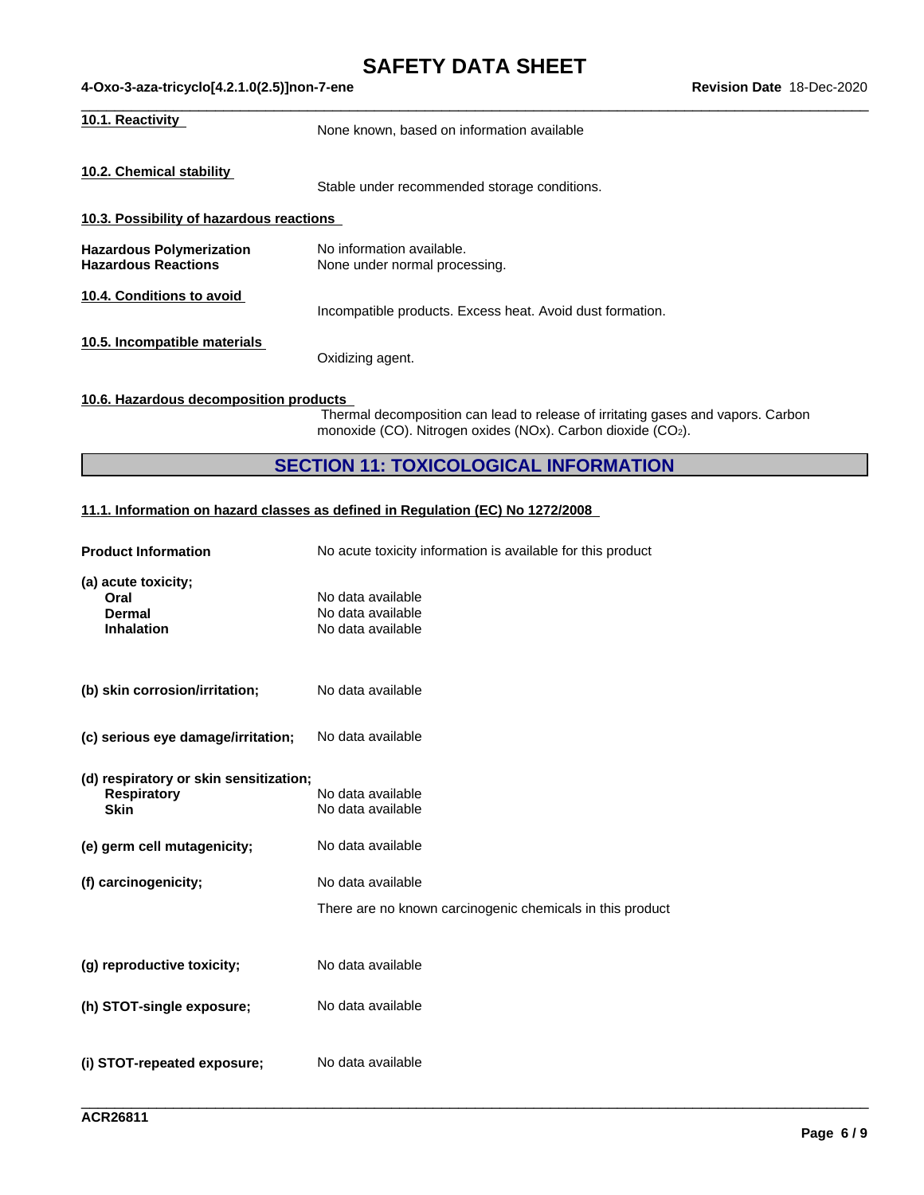**10.1. Reactivity**

None known, based on information available

**10.2. Chemical stability**

Stable under recommended storage conditions.

**10.3. Possibility of hazardous reactions**

| | |
|---|---|
| **Hazardous Polymerization** | No information available. |
| **Hazardous Reactions** | None under normal processing. |

**10.4. Conditions to avoid**

Incompatible products. Excess heat. Avoid dust formation.

**10.5. Incompatible materials**

Oxidizing agent.

**10.6. Hazardous decomposition products**

Thermal decomposition can lead to release of irritating gases and vapors. Carbon monoxide (CO). Nitrogen oxides (NOx). Carbon dioxide ($CO_2$).

## SECTION 11: TOXICOLOGICAL INFORMATION

**11.1. Information on hazard classes as defined in Regulation (EC) No 1272/2008**

**Product Information** No acute toxicity information is available for this product

**(a) acute toxicity;**

| | |
|---|---|
| **Oral** | No data available |
| **Dermal** | No data available |
| **Inhalation** | No data available |

**(b) skin corrosion/irritation;** No data available

**(c) serious eye damage/irritation;** No data available

**(d) respiratory or skin sensitization;**

| | |
|---|---|
| **Respiratory** | No data available |
| **Skin** | No data available |

**(e) germ cell mutagenicity;** No data available

**(f) carcinogenicity;** No data available

There are no known carcinogenic chemicals in this product

**(g) reproductive toxicity;** No data available

**(h) STOT-single exposure;** No data available

**(i) STOT-repeated exposure;** No data available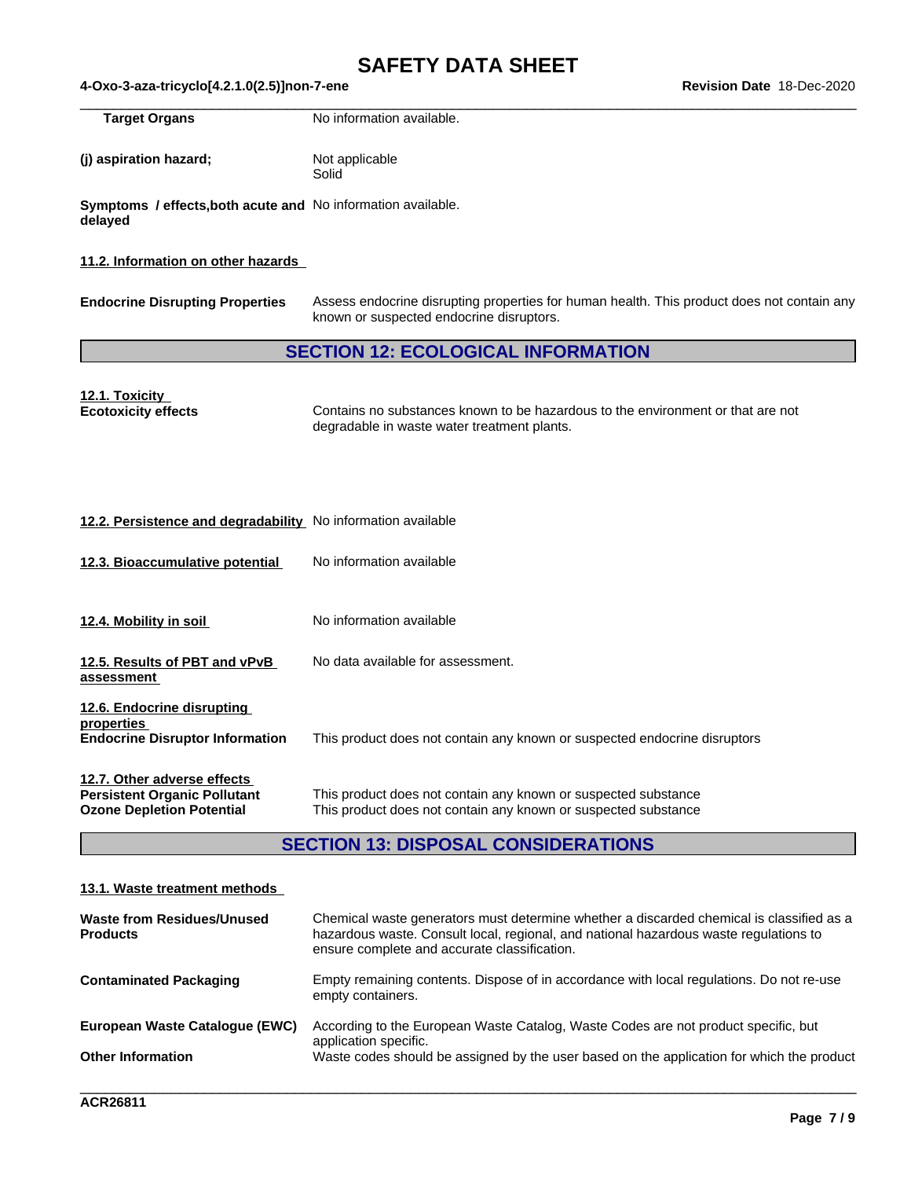**Target Organs** No information available.

**(j) aspiration hazard;** Not applicable
Solid

**Symptoms / effects,both acute and delayed** No information available.

**11.2. Information on other hazards**

**Endocrine Disrupting Properties** Assess endocrine disrupting properties for human health. This product does not contain any known or suspected endocrine disruptors.

## SECTION 12: ECOLOGICAL INFORMATION

**12.1. Toxicity**

**Ecotoxicity effects** Contains no substances known to be hazardous to the environment or that are not degradable in waste water treatment plants.

**12.2. Persistence and degradability** No information available

**12.3. Bioaccumulative potential** No information available

**12.4. Mobility in soil** No information available

**12.5. Results of PBT and vPvB assessment** No data available for assessment.

**12.6. Endocrine disrupting properties**

**Endocrine Disruptor Information** This product does not contain any known or suspected endocrine disruptors

**12.7. Other adverse effects**

**Persistent Organic Pollutant** This product does not contain any known or suspected substance

**Ozone Depletion Potential** This product does not contain any known or suspected substance

## SECTION 13: DISPOSAL CONSIDERATIONS

**13.1. Waste treatment methods**

**Waste from Residues/Unused Products** Chemical waste generators must determine whether a discarded chemical is classified as a hazardous waste. Consult local, regional, and national hazardous waste regulations to ensure complete and accurate classification.

**Contaminated Packaging** Empty remaining contents. Dispose of in accordance with local regulations. Do not re-use empty containers.

**European Waste Catalogue (EWC)** According to the European Waste Catalog, Waste Codes are not product specific, but application specific.

**Other Information** Waste codes should be assigned by the user based on the application for which the product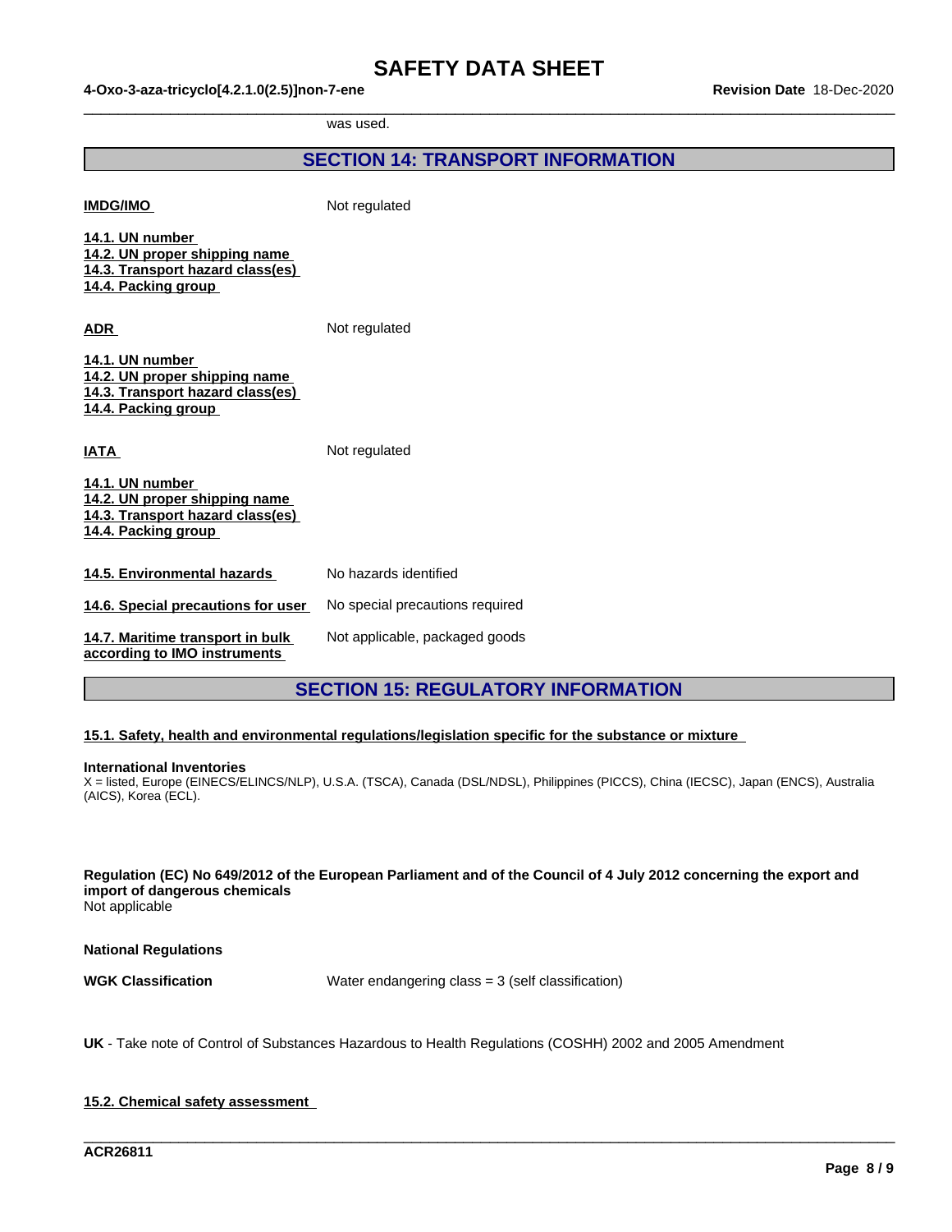was used.

## SECTION 14: TRANSPORT INFORMATION

**IMDG/IMO** Not regulated

**14.1. UN number**
**14.2. UN proper shipping name**
**14.3. Transport hazard class(es)**
**14.4. Packing group**

**ADR** Not regulated

**14.1. UN number**
**14.2. UN proper shipping name**
**14.3. Transport hazard class(es)**
**14.4. Packing group**

**IATA** Not regulated

**14.1. UN number**
**14.2. UN proper shipping name**
**14.3. Transport hazard class(es)**
**14.4. Packing group**

**14.5. Environmental hazards** No hazards identified

**14.6. Special precautions for user** No special precautions required

**14.7. Maritime transport in bulk according to IMO instruments** Not applicable, packaged goods

## SECTION 15: REGULATORY INFORMATION

**15.1. Safety, health and environmental regulations/legislation specific for the substance or mixture**

**International Inventories**
X = listed, Europe (EINECS/ELINCS/NLP), U.S.A. (TSCA), Canada (DSL/NDSL), Philippines (PICCS), China (IECSC), Japan (ENCS), Australia (AICS), Korea (ECL).

**Regulation (EC) No 649/2012 of the European Parliament and of the Council of 4 July 2012 concerning the export and import of dangerous chemicals**
Not applicable

**National Regulations**

**WGK Classification** Water endangering class = 3 (self classification)

**UK** - Take note of Control of Substances Hazardous to Health Regulations (COSHH) 2002 and 2005 Amendment

**15.2. Chemical safety assessment**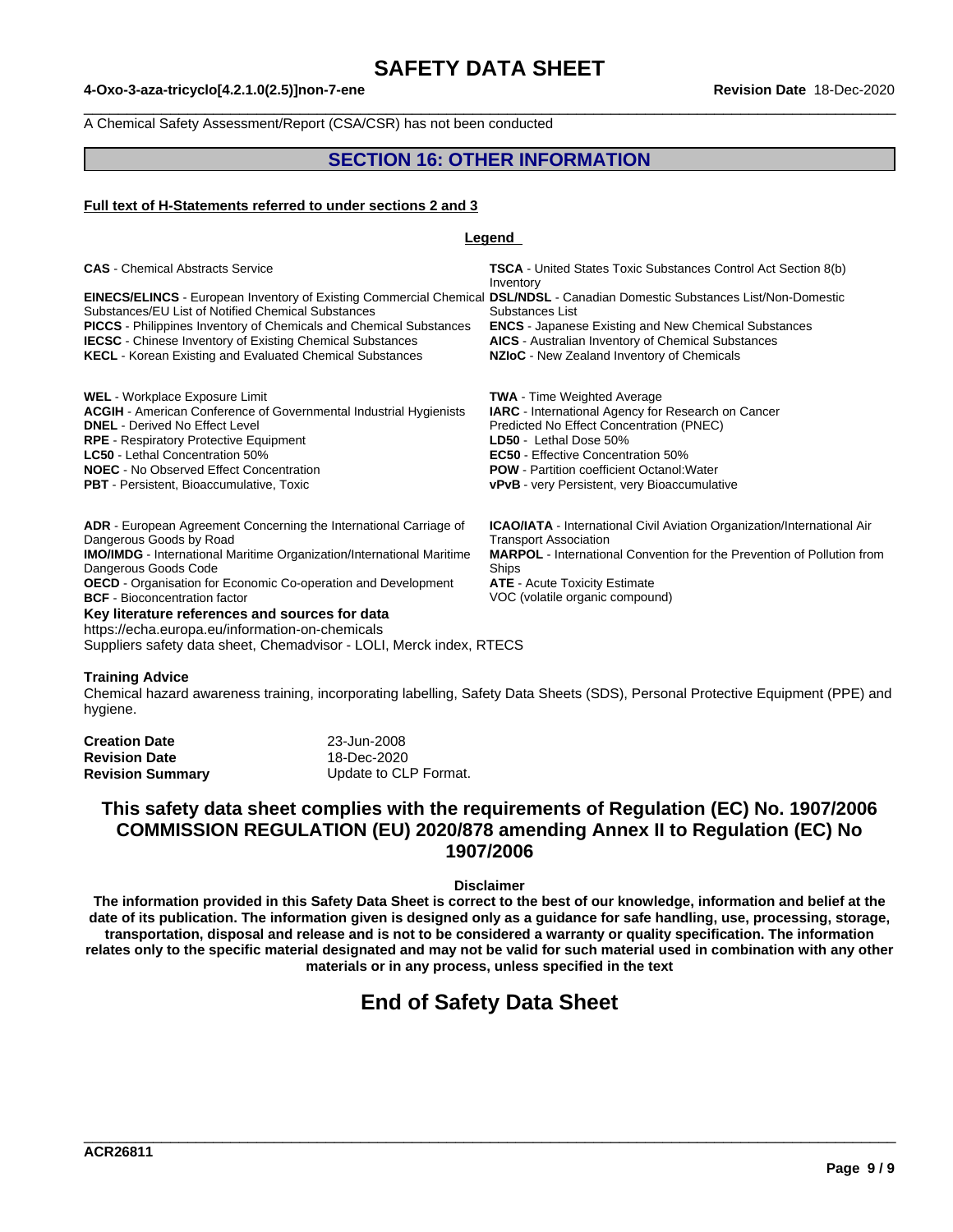A Chemical Safety Assessment/Report (CSA/CSR) has not been conducted

## SECTION 16: OTHER INFORMATION

**Full text of H-Statements referred to under sections 2 and 3**

**Legend**

**CAS** - Chemical Abstracts Service

**TSCA** - United States Toxic Substances Control Act Section 8(b) Inventory

**EINECS/ELINCS** - European Inventory of Existing Commercial Chemical Substances/EU List of Notified Chemical Substances

**DSL/NDSL** - Canadian Domestic Substances List/Non-Domestic Substances List

**PICCS** - Philippines Inventory of Chemicals and Chemical Substances

**ENCS** - Japanese Existing and New Chemical Substances

**IECSC** - Chinese Inventory of Existing Chemical Substances

**AICS** - Australian Inventory of Chemical Substances

**KECL** - Korean Existing and Evaluated Chemical Substances

**NZIoC** - New Zealand Inventory of Chemicals

**WEL** - Workplace Exposure Limit

**TWA** - Time Weighted Average

**ACGIH** - American Conference of Governmental Industrial Hygienists

**IARC** - International Agency for Research on Cancer

**DNEL** - Derived No Effect Level

Predicted No Effect Concentration (PNEC)

**RPE** - Respiratory Protective Equipment

**LD50** - Lethal Dose 50%

**LC50** - Lethal Concentration 50%

**EC50** - Effective Concentration 50%

**NOEC** - No Observed Effect Concentration

**POW** - Partition coefficient Octanol:Water

**PBT** - Persistent, Bioaccumulative, Toxic

**vPvB** - very Persistent, very Bioaccumulative

**ADR** - European Agreement Concerning the International Carriage of Dangerous Goods by Road

**ICAO/IATA** - International Civil Aviation Organization/International Air Transport Association

**IMO/IMDG** - International Maritime Organization/International Maritime Dangerous Goods Code

**MARPOL** - International Convention for the Prevention of Pollution from Ships

**OECD** - Organisation for Economic Co-operation and Development

**ATE** - Acute Toxicity Estimate

**BCF** - Bioconcentration factor

VOC (volatile organic compound)

**Key literature references and sources for data**

https://echa.europa.eu/information-on-chemicals

Suppliers safety data sheet, Chemadvisor - LOLI, Merck index, RTECS

**Training Advice**

Chemical hazard awareness training, incorporating labelling, Safety Data Sheets (SDS), Personal Protective Equipment (PPE) and hygiene.

| | |
|---|---|
| **Creation Date** | 23-Jun-2008 |
| **Revision Date** | 18-Dec-2020 |
| **Revision Summary** | Update to CLP Format. |

### This safety data sheet complies with the requirements of Regulation (EC) No. 1907/2006 COMMISSION REGULATION (EU) 2020/878 amending Annex II to Regulation (EC) No 1907/2006

**Disclaimer**

**The information provided in this Safety Data Sheet is correct to the best of our knowledge, information and belief at the date of its publication. The information given is designed only as a guidance for safe handling, use, processing, storage, transportation, disposal and release and is not to be considered a warranty or quality specification. The information relates only to the specific material designated and may not be valid for such material used in combination with any other materials or in any process, unless specified in the text**

# End of Safety Data Sheet